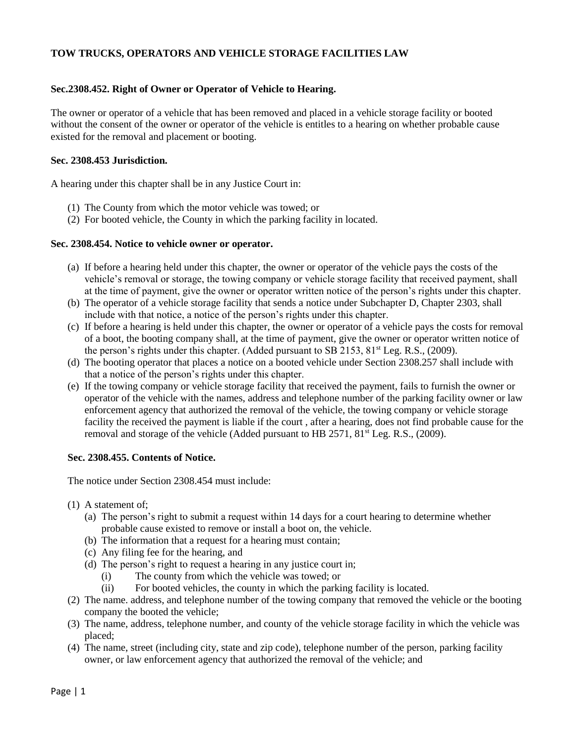**TOW TRUCKS, OPERATORS AND VEHICLE STORAGE FACILITIES LAW**

**Sec.2308.452. Right of Owner or Operator of Vehicle to Hearing.**

The owner or operator of a vehicle that has been removed and placed in a vehicle storage facility or booted without the consent of the owner or operator of the vehicle is entitles to a hearing on whether probable cause existed for the removal and placement or booting.

**Sec. 2308.453 Jurisdiction.**

A hearing under this chapter shall be in any Justice Court in:

(1) The County from which the motor vehicle was towed; or
(2) For booted vehicle, the County in which the parking facility in located.

**Sec. 2308.454. Notice to vehicle owner or operator.**

(a) If before a hearing held under this chapter, the owner or operator of the vehicle pays the costs of the vehicle's removal or storage, the towing company or vehicle storage facility that received payment, shall at the time of payment, give the owner or operator written notice of the person's rights under this chapter.
(b) The operator of a vehicle storage facility that sends a notice under Subchapter D, Chapter 2303, shall include with that notice, a notice of the person's rights under this chapter.
(c) If before a hearing is held under this chapter, the owner or operator of a vehicle pays the costs for removal of a boot, the booting company shall, at the time of payment, give the owner or operator written notice of the person's rights under this chapter. (Added pursuant to SB 2153, 81st Leg. R.S., (2009).
(d) The booting operator that places a notice on a booted vehicle under Section 2308.257 shall include with that a notice of the person's rights under this chapter.
(e) If the towing company or vehicle storage facility that received the payment, fails to furnish the owner or operator of the vehicle with the names, address and telephone number of the parking facility owner or law enforcement agency that authorized the removal of the vehicle, the towing company or vehicle storage facility the received the payment is liable if the court , after a hearing, does not find probable cause for the removal and storage of the vehicle (Added pursuant to HB 2571, 81st Leg. R.S., (2009).

**Sec. 2308.455. Contents of Notice.**

The notice under Section 2308.454 must include:

(1) A statement of;
    (a) The person's right to submit a request within 14 days for a court hearing to determine whether probable cause existed to remove or install a boot on, the vehicle.
    (b) The information that a request for a hearing must contain;
    (c) Any filing fee for the hearing, and
    (d) The person's right to request a hearing in any justice court in;
        (i) The county from which the vehicle was towed; or
        (ii) For booted vehicles, the county in which the parking facility is located.
(2) The name. address, and telephone number of the towing company that removed the vehicle or the booting company the booted the vehicle;
(3) The name, address, telephone number, and county of the vehicle storage facility in which the vehicle was placed;
(4) The name, street (including city, state and zip code), telephone number of the person, parking facility owner, or law enforcement agency that authorized the removal of the vehicle; and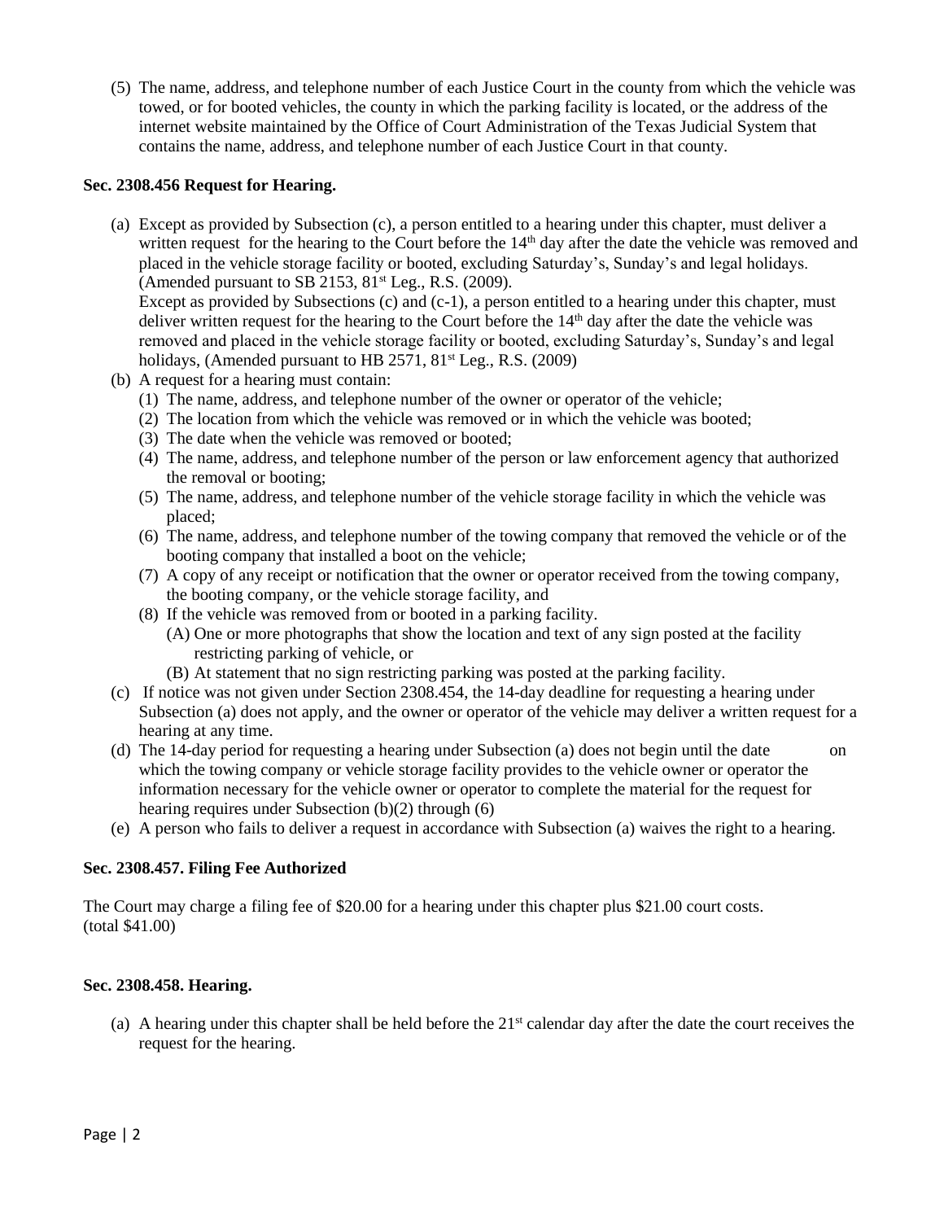(5) The name, address, and telephone number of each Justice Court in the county from which the vehicle was towed, or for booted vehicles, the county in which the parking facility is located, or the address of the internet website maintained by the Office of Court Administration of the Texas Judicial System that contains the name, address, and telephone number of each Justice Court in that county.

**Sec. 2308.456 Request for Hearing.**

(a) Except as provided by Subsection (c), a person entitled to a hearing under this chapter, must deliver a written request for the hearing to the Court before the 14th day after the date the vehicle was removed and placed in the vehicle storage facility or booted, excluding Saturday's, Sunday's and legal holidays. (Amended pursuant to SB 2153, 81st Leg., R.S. (2009).
Except as provided by Subsections (c) and (c-1), a person entitled to a hearing under this chapter, must deliver written request for the hearing to the Court before the 14th day after the date the vehicle was removed and placed in the vehicle storage facility or booted, excluding Saturday's, Sunday's and legal holidays, (Amended pursuant to HB 2571, 81st Leg., R.S. (2009)

(b) A request for a hearing must contain:
   (1) The name, address, and telephone number of the owner or operator of the vehicle;
   (2) The location from which the vehicle was removed or in which the vehicle was booted;
   (3) The date when the vehicle was removed or booted;
   (4) The name, address, and telephone number of the person or law enforcement agency that authorized the removal or booting;
   (5) The name, address, and telephone number of the vehicle storage facility in which the vehicle was placed;
   (6) The name, address, and telephone number of the towing company that removed the vehicle or of the booting company that installed a boot on the vehicle;
   (7) A copy of any receipt or notification that the owner or operator received from the towing company, the booting company, or the vehicle storage facility, and
   (8) If the vehicle was removed from or booted in a parking facility.
      (A) One or more photographs that show the location and text of any sign posted at the facility restricting parking of vehicle, or
      (B) At statement that no sign restricting parking was posted at the parking facility.

(c) If notice was not given under Section 2308.454, the 14-day deadline for requesting a hearing under Subsection (a) does not apply, and the owner or operator of the vehicle may deliver a written request for a hearing at any time.

(d) The 14-day period for requesting a hearing under Subsection (a) does not begin until the date on which the towing company or vehicle storage facility provides to the vehicle owner or operator the information necessary for the vehicle owner or operator to complete the material for the request for hearing requires under Subsection (b)(2) through (6)

(e) A person who fails to deliver a request in accordance with Subsection (a) waives the right to a hearing.

**Sec. 2308.457. Filing Fee Authorized**

The Court may charge a filing fee of $20.00 for a hearing under this chapter plus $21.00 court costs. (total $41.00)

**Sec. 2308.458. Hearing.**

(a) A hearing under this chapter shall be held before the 21st calendar day after the date the court receives the request for the hearing.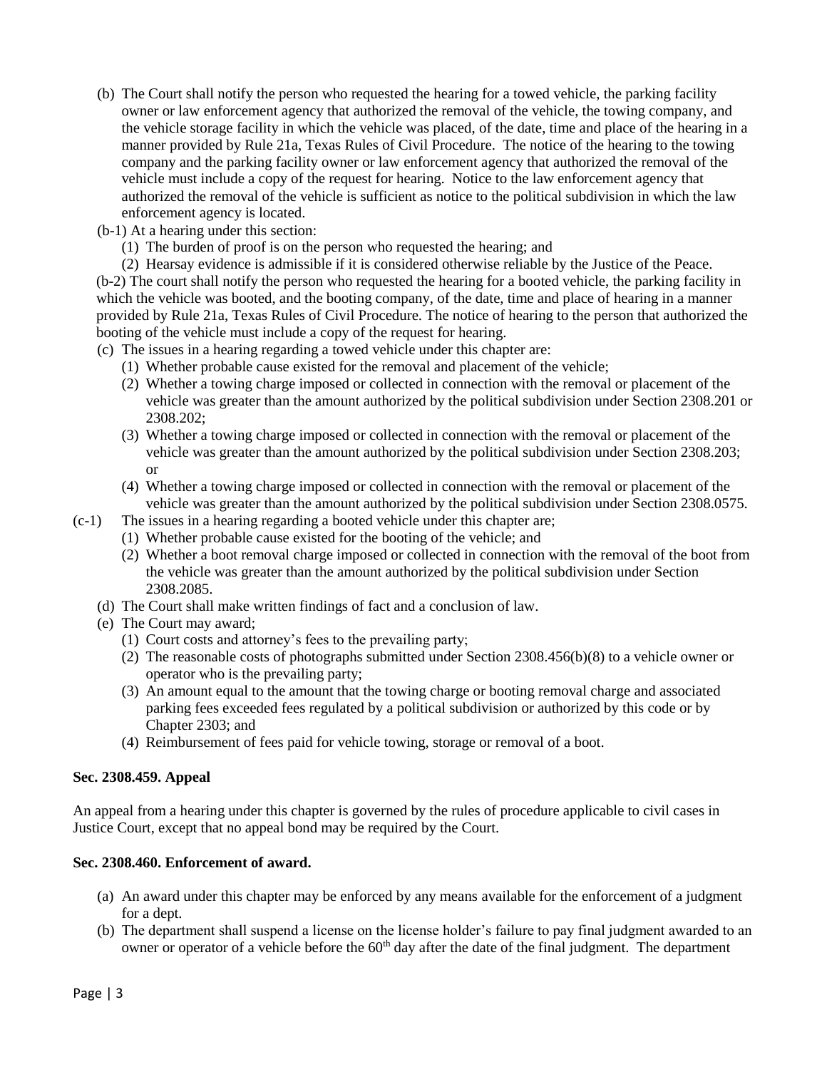(b) The Court shall notify the person who requested the hearing for a towed vehicle, the parking facility owner or law enforcement agency that authorized the removal of the vehicle, the towing company, and the vehicle storage facility in which the vehicle was placed, of the date, time and place of the hearing in a manner provided by Rule 21a, Texas Rules of Civil Procedure. The notice of the hearing to the towing company and the parking facility owner or law enforcement agency that authorized the removal of the vehicle must include a copy of the request for hearing. Notice to the law enforcement agency that authorized the removal of the vehicle is sufficient as notice to the political subdivision in which the law enforcement agency is located.

(b-1) At a hearing under this section:

- (1) The burden of proof is on the person who requested the hearing; and
- (2) Hearsay evidence is admissible if it is considered otherwise reliable by the Justice of the Peace.

(b-2) The court shall notify the person who requested the hearing for a booted vehicle, the parking facility in which the vehicle was booted, and the booting company, of the date, time and place of hearing in a manner provided by Rule 21a, Texas Rules of Civil Procedure. The notice of hearing to the person that authorized the booting of the vehicle must include a copy of the request for hearing.

(c) The issues in a hearing regarding a towed vehicle under this chapter are:

- (1) Whether probable cause existed for the removal and placement of the vehicle;
- (2) Whether a towing charge imposed or collected in connection with the removal or placement of the vehicle was greater than the amount authorized by the political subdivision under Section 2308.201 or 2308.202;
- (3) Whether a towing charge imposed or collected in connection with the removal or placement of the vehicle was greater than the amount authorized by the political subdivision under Section 2308.203; or
- (4) Whether a towing charge imposed or collected in connection with the removal or placement of the vehicle was greater than the amount authorized by the political subdivision under Section 2308.0575.

(c-1) The issues in a hearing regarding a booted vehicle under this chapter are;

- (1) Whether probable cause existed for the booting of the vehicle; and
- (2) Whether a boot removal charge imposed or collected in connection with the removal of the boot from the vehicle was greater than the amount authorized by the political subdivision under Section 2308.2085.

(d) The Court shall make written findings of fact and a conclusion of law.

(e) The Court may award;

- (1) Court costs and attorney's fees to the prevailing party;
- (2) The reasonable costs of photographs submitted under Section 2308.456(b)(8) to a vehicle owner or operator who is the prevailing party;
- (3) An amount equal to the amount that the towing charge or booting removal charge and associated parking fees exceeded fees regulated by a political subdivision or authorized by this code or by Chapter 2303; and
- (4) Reimbursement of fees paid for vehicle towing, storage or removal of a boot.

**Sec. 2308.459. Appeal**

An appeal from a hearing under this chapter is governed by the rules of procedure applicable to civil cases in Justice Court, except that no appeal bond may be required by the Court.

**Sec. 2308.460. Enforcement of award.**

(a) An award under this chapter may be enforced by any means available for the enforcement of a judgment for a dept.

(b) The department shall suspend a license on the license holder's failure to pay final judgment awarded to an owner or operator of a vehicle before the 60th day after the date of the final judgment. The department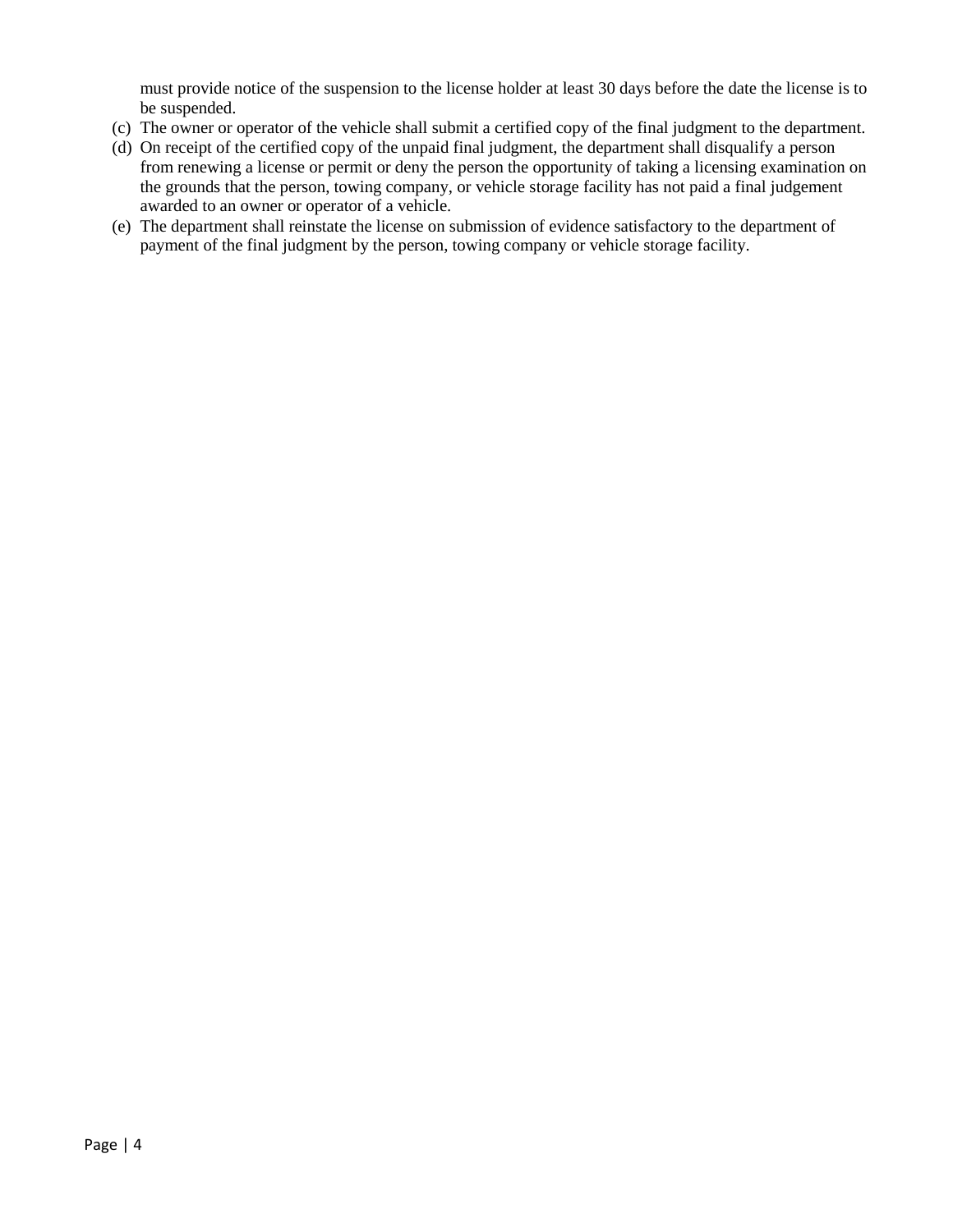must provide notice of the suspension to the license holder at least 30 days before the date the license is to be suspended.

(c) The owner or operator of the vehicle shall submit a certified copy of the final judgment to the department.

(d) On receipt of the certified copy of the unpaid final judgment, the department shall disqualify a person from renewing a license or permit or deny the person the opportunity of taking a licensing examination on the grounds that the person, towing company, or vehicle storage facility has not paid a final judgement awarded to an owner or operator of a vehicle.

(e) The department shall reinstate the license on submission of evidence satisfactory to the department of payment of the final judgment by the person, towing company or vehicle storage facility.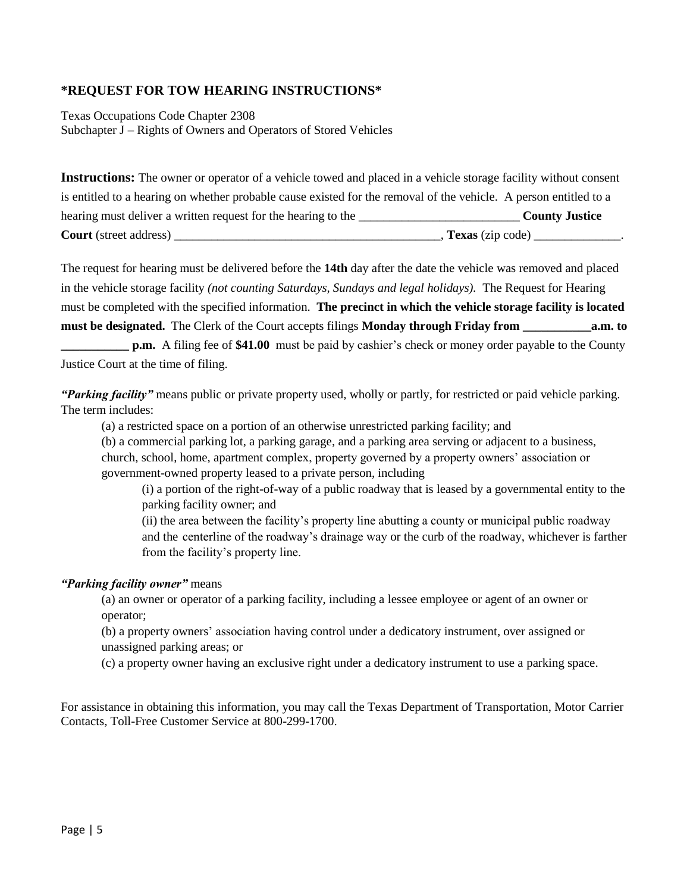## *REQUEST FOR TOW HEARING INSTRUCTIONS*

Texas Occupations Code Chapter 2308
Subchapter J – Rights of Owners and Operators of Stored Vehicles

**Instructions:** The owner or operator of a vehicle towed and placed in a vehicle storage facility without consent is entitled to a hearing on whether probable cause existed for the removal of the vehicle. A person entitled to a hearing must deliver a written request for the hearing to the _________________________ **County Justice Court** (street address) __________________________________________, **Texas** (zip code) ______________.

The request for hearing must be delivered before the **14th** day after the date the vehicle was removed and placed in the vehicle storage facility *(not counting Saturdays, Sundays and legal holidays).* The Request for Hearing must be completed with the specified information. **The precinct in which the vehicle storage facility is located must be designated.** The Clerk of the Court accepts filings **Monday through Friday from ___________a.m. to ___________ p.m.** A filing fee of **$41.00** must be paid by cashier's check or money order payable to the County Justice Court at the time of filing.

***"Parking facility"*** means public or private property used, wholly or partly, for restricted or paid vehicle parking. The term includes:

(a) a restricted space on a portion of an otherwise unrestricted parking facility; and

(b) a commercial parking lot, a parking garage, and a parking area serving or adjacent to a business, church, school, home, apartment complex, property governed by a property owners' association or government-owned property leased to a private person, including

(i) a portion of the right-of-way of a public roadway that is leased by a governmental entity to the parking facility owner; and

(ii) the area between the facility's property line abutting a county or municipal public roadway and the centerline of the roadway's drainage way or the curb of the roadway, whichever is farther from the facility's property line.

***"Parking facility owner"*** means

(a) an owner or operator of a parking facility, including a lessee employee or agent of an owner or operator;

(b) a property owners' association having control under a dedicatory instrument, over assigned or unassigned parking areas; or

(c) a property owner having an exclusive right under a dedicatory instrument to use a parking space.

For assistance in obtaining this information, you may call the Texas Department of Transportation, Motor Carrier Contacts, Toll-Free Customer Service at 800-299-1700.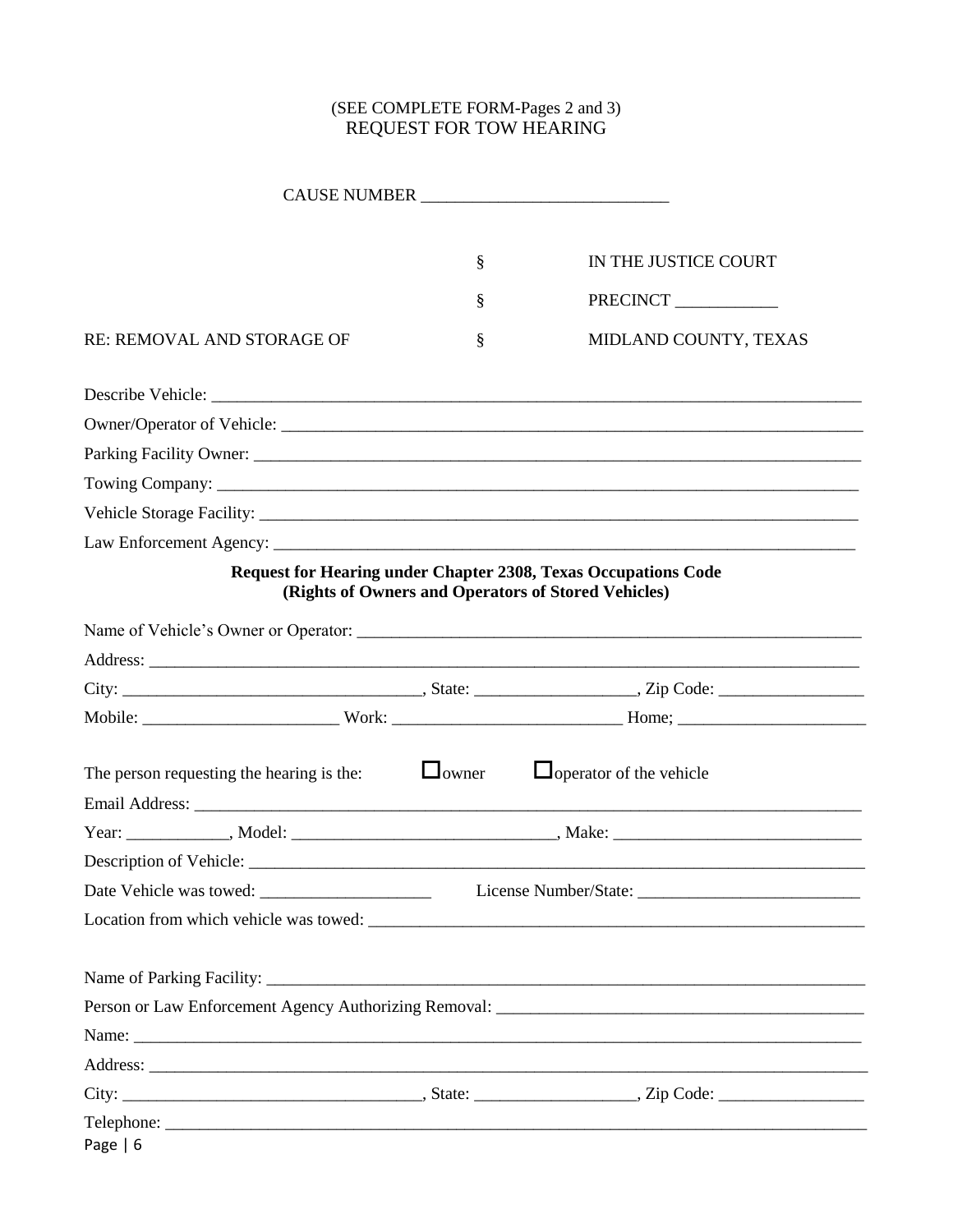(SEE COMPLETE FORM-Pages 2 and 3)
REQUEST FOR TOW HEARING

CAUSE NUMBER ____________________________

| | | |
|---|---|---|
| | § | IN THE JUSTICE COURT |
| | § | PRECINCT ____________ |
| RE: REMOVAL AND STORAGE OF | § | MIDLAND COUNTY, TEXAS |

Describe Vehicle: ____________________________________________________________________________

Owner/Operator of Vehicle: ____________________________________________________________________

Parking Facility Owner: _______________________________________________________________________

Towing Company: _____________________________________________________________________________

Vehicle Storage Facility: ______________________________________________________________________

Law Enforcement Agency: _____________________________________________________________________

**Request for Hearing under Chapter 2308, Texas Occupations Code**
**(Rights of Owners and Operators of Stored Vehicles)**

Name of Vehicle's Owner or Operator: ____________________________________________________________

Address: ____________________________________________________________________________________

City: ___________________________________, State: __________________, Zip Code: _________________

Mobile: ______________________ Work: __________________________ Home; _____________________

The person requesting the hearing is the: ☐owner ☐operator of the vehicle

Email Address: _______________________________________________________________________________

Year: ___________, Model: ______________________________, Make: ____________________________

Description of Vehicle: __________________________________________________________________________

Date Vehicle was towed: ____________________ License Number/State: __________________________

Location from which vehicle was towed: ___________________________________________________________

Name of Parking Facility: _________________________________________________________________________

Person or Law Enforcement Agency Authorizing Removal: ___________________________________________

Name: ______________________________________________________________________________________

Address: ____________________________________________________________________________________

City: ___________________________________, State: __________________, Zip Code: _________________

Telephone: __________________________________________________________________________________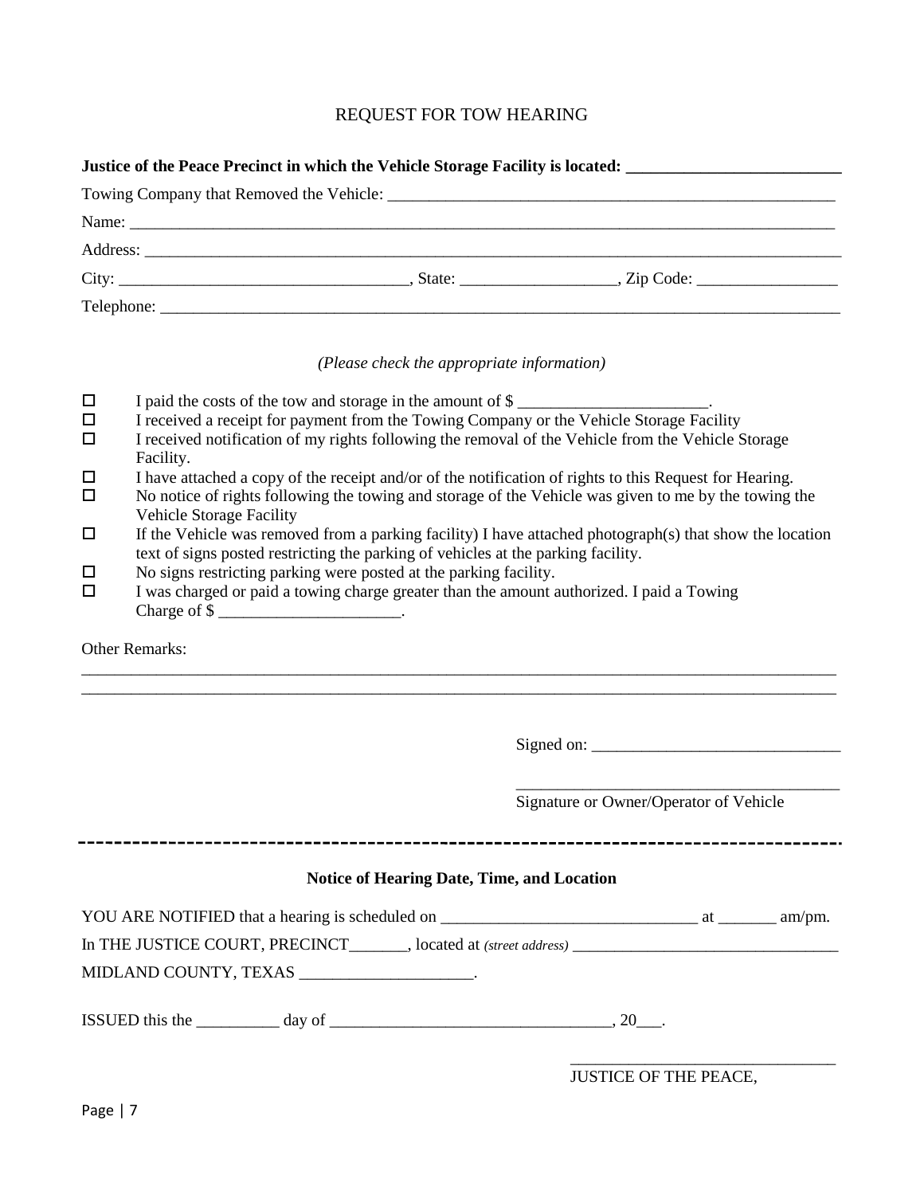# REQUEST FOR TOW HEARING

**Justice of the Peace Precinct in which the Vehicle Storage Facility is located: ________________________**

Towing Company that Removed the Vehicle: ______________________________________________________

Name: _____________________________________________________________________________________

Address: ___________________________________________________________________________________

City: _________________________________, State: __________________, Zip Code: _________________

Telephone: _________________________________________________________________________________

*(Please check the appropriate information)*

- ☐ I paid the costs of the tow and storage in the amount of $ _______________________.
- ☐ I received a receipt for payment from the Towing Company or the Vehicle Storage Facility
- ☐ I received notification of my rights following the removal of the Vehicle from the Vehicle Storage Facility.
- ☐ I have attached a copy of the receipt and/or of the notification of rights to this Request for Hearing.
- ☐ No notice of rights following the towing and storage of the Vehicle was given to me by the towing the Vehicle Storage Facility
- ☐ If the Vehicle was removed from a parking facility) I have attached photograph(s) that show the location text of signs posted restricting the parking of vehicles at the parking facility.
- ☐ No signs restricting parking were posted at the parking facility.
- ☐ I was charged or paid a towing charge greater than the amount authorized. I paid a Towing Charge of $ ______________________.

Other Remarks:

_____________________________________________________________________________________________

_____________________________________________________________________________________________

Signed on: ______________________________

______________________________________

Signature or Owner/Operator of Vehicle

---

**Notice of Hearing Date, Time, and Location**

YOU ARE NOTIFIED that a hearing is scheduled on ______________________________ at _______ am/pm.

In THE JUSTICE COURT, PRECINCT_______, located at *(street address)* ________________________________

MIDLAND COUNTY, TEXAS ____________________.

ISSUED this the __________ day of _________________________________, 20___.

________________________________

JUSTICE OF THE PEACE,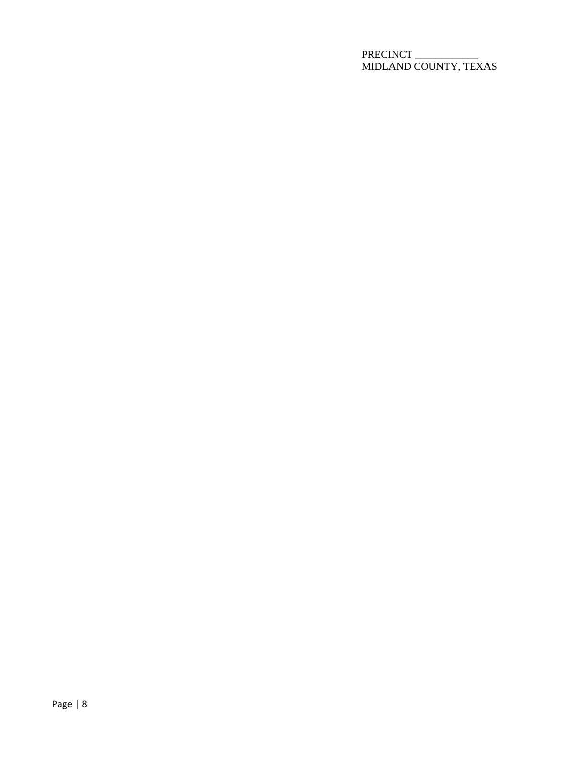PRECINCT ____________
MIDLAND COUNTY, TEXAS